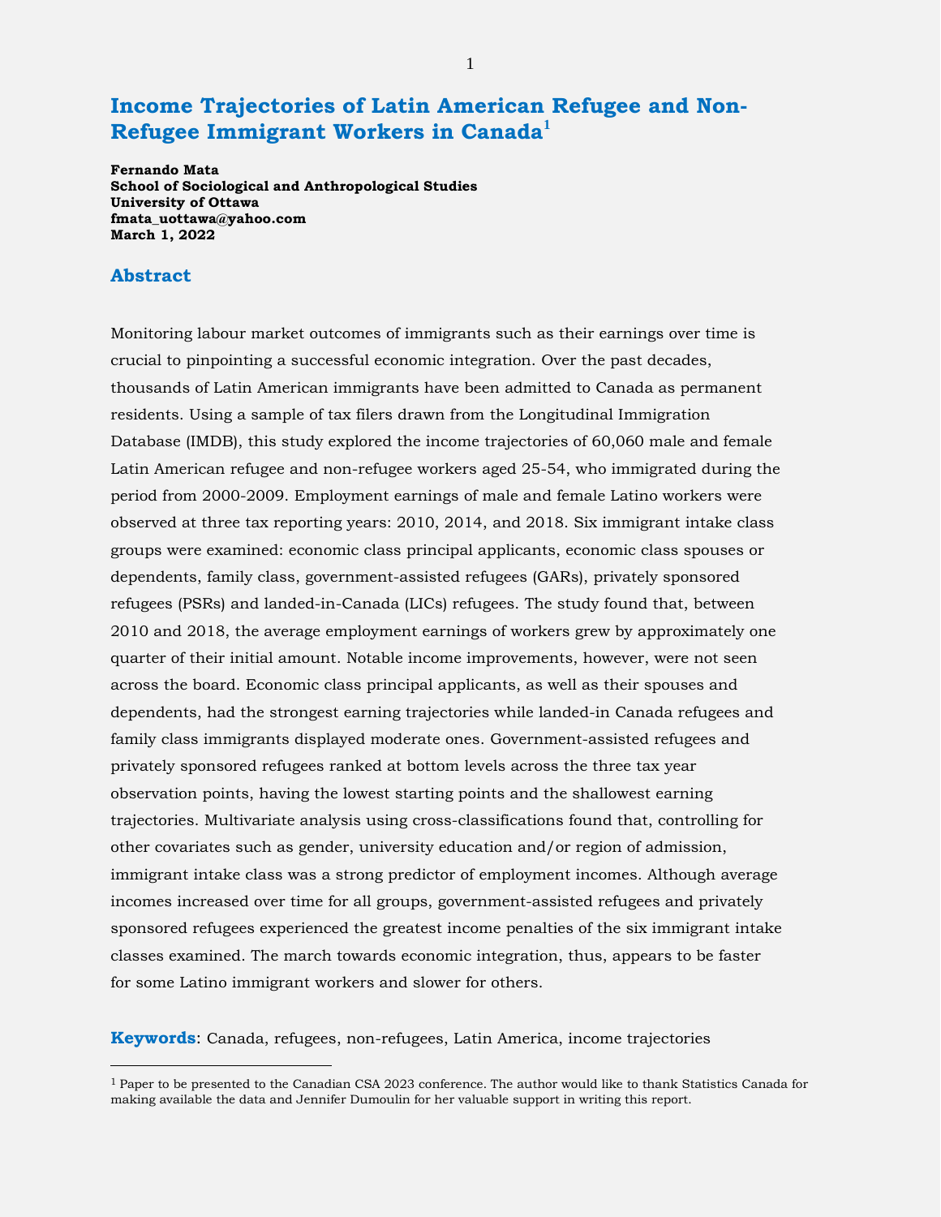# Income Trajectories of Latin American Refugee and Non-Refugee Immigrant Workers in Canada[1]

**Fernando Mata**
**School of Sociological and Anthropological Studies**
**University of Ottawa**
**fmata_uottawa@yahoo.com**
**March 1, 2022**

## Abstract

Monitoring labour market outcomes of immigrants such as their earnings over time is crucial to pinpointing a successful economic integration. Over the past decades, thousands of Latin American immigrants have been admitted to Canada as permanent residents. Using a sample of tax filers drawn from the Longitudinal Immigration Database (IMDB), this study explored the income trajectories of 60,060 male and female Latin American refugee and non-refugee workers aged 25-54, who immigrated during the period from 2000-2009. Employment earnings of male and female Latino workers were observed at three tax reporting years: 2010, 2014, and 2018. Six immigrant intake class groups were examined: economic class principal applicants, economic class spouses or dependents, family class, government-assisted refugees (GARs), privately sponsored refugees (PSRs) and landed-in-Canada (LICs) refugees. The study found that, between 2010 and 2018, the average employment earnings of workers grew by approximately one quarter of their initial amount. Notable income improvements, however, were not seen across the board. Economic class principal applicants, as well as their spouses and dependents, had the strongest earning trajectories while landed-in Canada refugees and family class immigrants displayed moderate ones. Government-assisted refugees and privately sponsored refugees ranked at bottom levels across the three tax year observation points, having the lowest starting points and the shallowest earning trajectories. Multivariate analysis using cross-classifications found that, controlling for other covariates such as gender, university education and/or region of admission, immigrant intake class was a strong predictor of employment incomes. Although average incomes increased over time for all groups, government-assisted refugees and privately sponsored refugees experienced the greatest income penalties of the six immigrant intake classes examined. The march towards economic integration, thus, appears to be faster for some Latino immigrant workers and slower for others.

**Keywords**: Canada, refugees, non-refugees, Latin America, income trajectories

---

[1] Paper to be presented to the Canadian CSA 2023 conference. The author would like to thank Statistics Canada for making available the data and Jennifer Dumoulin for her valuable support in writing this report.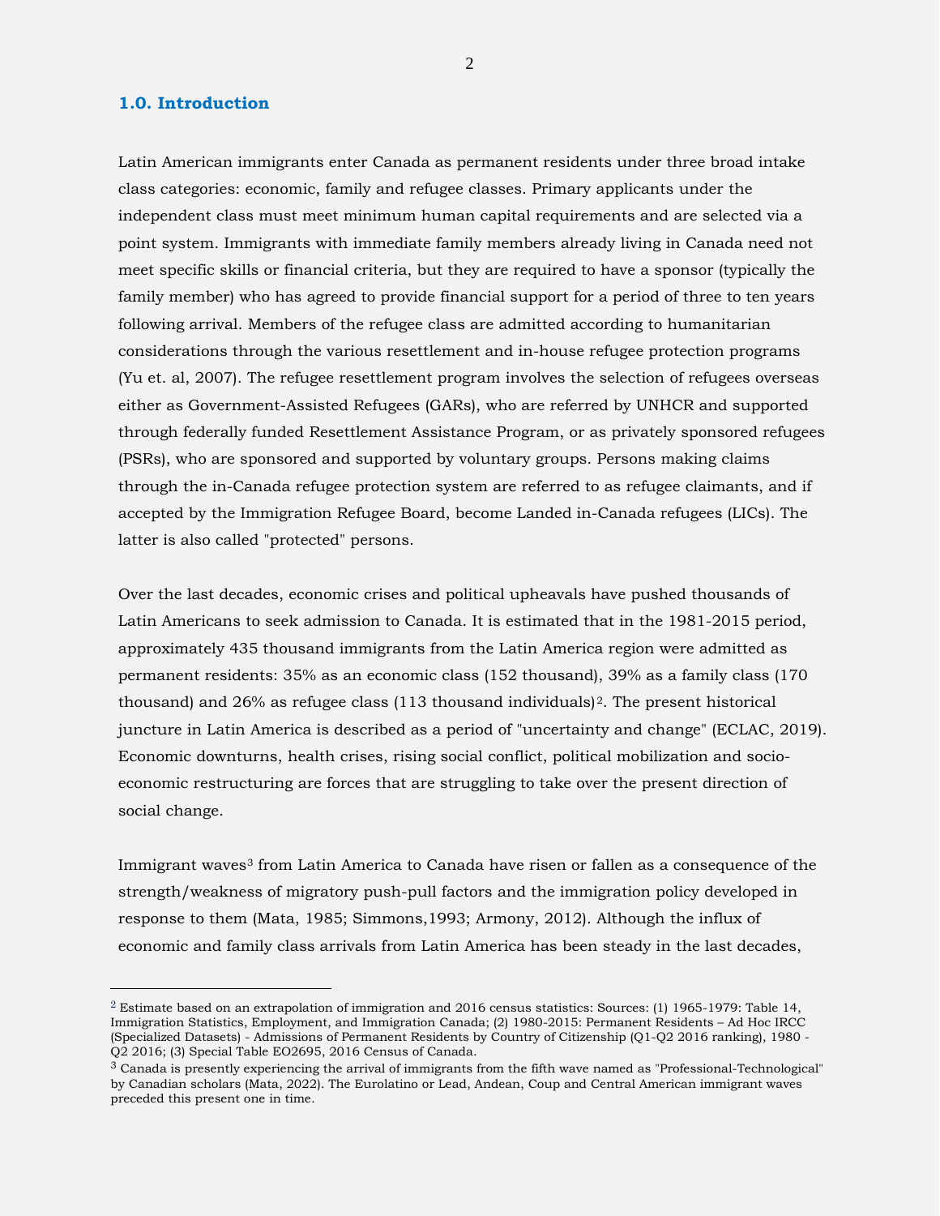## 1.0. Introduction

Latin American immigrants enter Canada as permanent residents under three broad intake class categories: economic, family and refugee classes. Primary applicants under the independent class must meet minimum human capital requirements and are selected via a point system. Immigrants with immediate family members already living in Canada need not meet specific skills or financial criteria, but they are required to have a sponsor (typically the family member) who has agreed to provide financial support for a period of three to ten years following arrival. Members of the refugee class are admitted according to humanitarian considerations through the various resettlement and in-house refugee protection programs (Yu et. al, 2007). The refugee resettlement program involves the selection of refugees overseas either as Government-Assisted Refugees (GARs), who are referred by UNHCR and supported through federally funded Resettlement Assistance Program, or as privately sponsored refugees (PSRs), who are sponsored and supported by voluntary groups. Persons making claims through the in-Canada refugee protection system are referred to as refugee claimants, and if accepted by the Immigration Refugee Board, become Landed in-Canada refugees (LICs). The latter is also called "protected" persons.

Over the last decades, economic crises and political upheavals have pushed thousands of Latin Americans to seek admission to Canada. It is estimated that in the 1981-2015 period, approximately 435 thousand immigrants from the Latin America region were admitted as permanent residents: 35% as an economic class (152 thousand), 39% as a family class (170 thousand) and 26% as refugee class (113 thousand individuals)[2]. The present historical juncture in Latin America is described as a period of "uncertainty and change" (ECLAC, 2019). Economic downturns, health crises, rising social conflict, political mobilization and socio-economic restructuring are forces that are struggling to take over the present direction of social change.

Immigrant waves[3] from Latin America to Canada have risen or fallen as a consequence of the strength/weakness of migratory push-pull factors and the immigration policy developed in response to them (Mata, 1985; Simmons,1993; Armony, 2012). Although the influx of economic and family class arrivals from Latin America has been steady in the last decades,

---

[2] Estimate based on an extrapolation of immigration and 2016 census statistics: Sources: (1) 1965-1979: Table 14, Immigration Statistics, Employment, and Immigration Canada; (2) 1980-2015: Permanent Residents – Ad Hoc IRCC (Specialized Datasets) - Admissions of Permanent Residents by Country of Citizenship (Q1-Q2 2016 ranking), 1980 - Q2 2016; (3) Special Table EO2695, 2016 Census of Canada.

[3] Canada is presently experiencing the arrival of immigrants from the fifth wave named as "Professional-Technological" by Canadian scholars (Mata, 2022). The Eurolatino or Lead, Andean, Coup and Central American immigrant waves preceded this present one in time.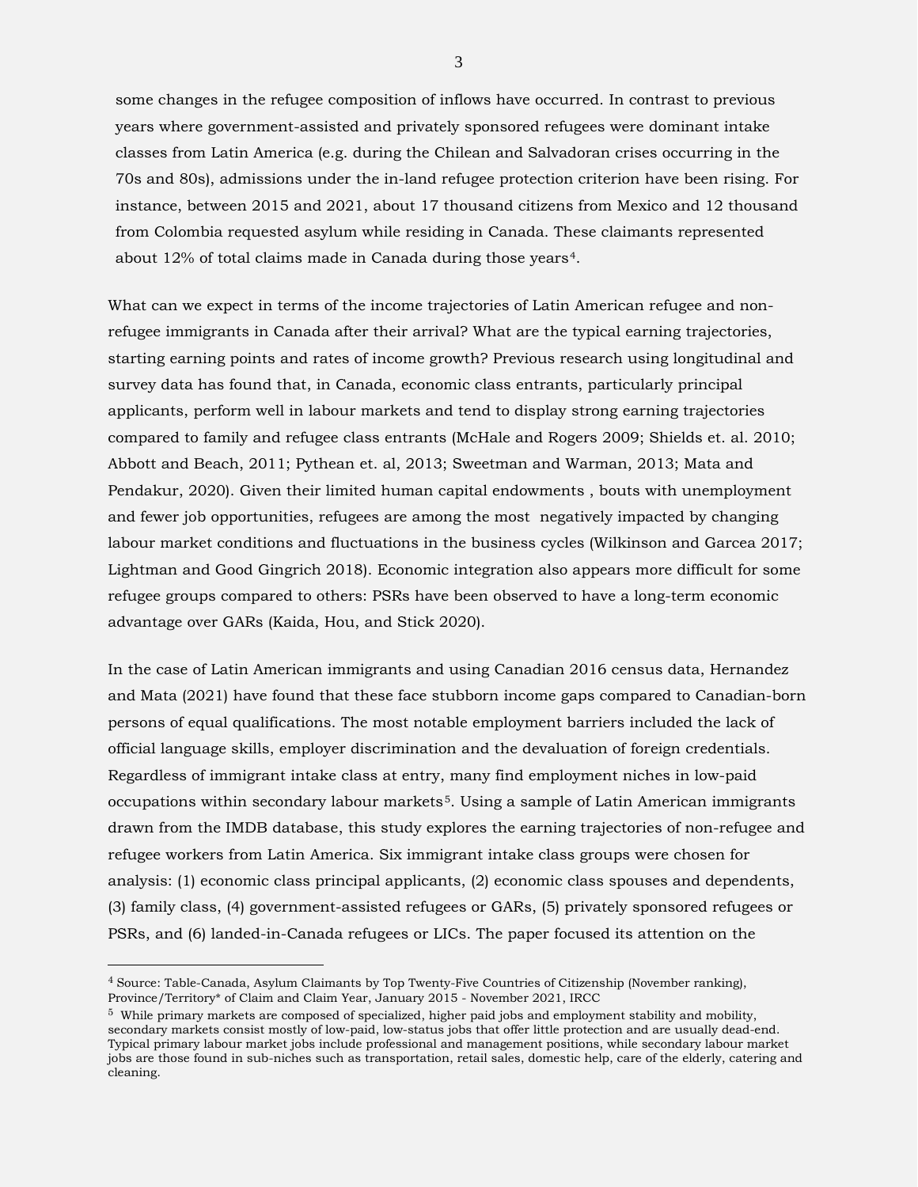some changes in the refugee composition of inflows have occurred. In contrast to previous years where government-assisted and privately sponsored refugees were dominant intake classes from Latin America (e.g. during the Chilean and Salvadoran crises occurring in the 70s and 80s), admissions under the in-land refugee protection criterion have been rising. For instance, between 2015 and 2021, about 17 thousand citizens from Mexico and 12 thousand from Colombia requested asylum while residing in Canada. These claimants represented about 12% of total claims made in Canada during those years[4].

What can we expect in terms of the income trajectories of Latin American refugee and non-refugee immigrants in Canada after their arrival? What are the typical earning trajectories, starting earning points and rates of income growth? Previous research using longitudinal and survey data has found that, in Canada, economic class entrants, particularly principal applicants, perform well in labour markets and tend to display strong earning trajectories compared to family and refugee class entrants (McHale and Rogers 2009; Shields et. al. 2010; Abbott and Beach, 2011; Pythean et. al, 2013; Sweetman and Warman, 2013; Mata and Pendakur, 2020). Given their limited human capital endowments , bouts with unemployment and fewer job opportunities, refugees are among the most negatively impacted by changing labour market conditions and fluctuations in the business cycles (Wilkinson and Garcea 2017; Lightman and Good Gingrich 2018). Economic integration also appears more difficult for some refugee groups compared to others: PSRs have been observed to have a long-term economic advantage over GARs (Kaida, Hou, and Stick 2020).

In the case of Latin American immigrants and using Canadian 2016 census data, Hernandez and Mata (2021) have found that these face stubborn income gaps compared to Canadian-born persons of equal qualifications. The most notable employment barriers included the lack of official language skills, employer discrimination and the devaluation of foreign credentials. Regardless of immigrant intake class at entry, many find employment niches in low-paid occupations within secondary labour markets[5]. Using a sample of Latin American immigrants drawn from the IMDB database, this study explores the earning trajectories of non-refugee and refugee workers from Latin America. Six immigrant intake class groups were chosen for analysis: (1) economic class principal applicants, (2) economic class spouses and dependents, (3) family class, (4) government-assisted refugees or GARs, (5) privately sponsored refugees or PSRs, and (6) landed-in-Canada refugees or LICs. The paper focused its attention on the

---

[4] Source: Table-Canada, Asylum Claimants by Top Twenty-Five Countries of Citizenship (November ranking), Province/Territory* of Claim and Claim Year, January 2015 - November 2021, IRCC

[5] While primary markets are composed of specialized, higher paid jobs and employment stability and mobility, secondary markets consist mostly of low-paid, low-status jobs that offer little protection and are usually dead-end. Typical primary labour market jobs include professional and management positions, while secondary labour market jobs are those found in sub-niches such as transportation, retail sales, domestic help, care of the elderly, catering and cleaning.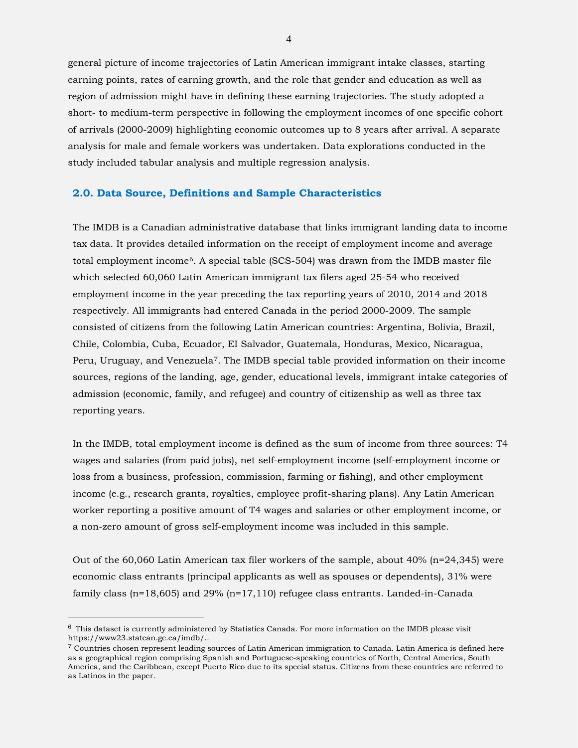general picture of income trajectories of Latin American immigrant intake classes, starting earning points, rates of earning growth, and the role that gender and education as well as region of admission might have in defining these earning trajectories. The study adopted a short- to medium-term perspective in following the employment incomes of one specific cohort of arrivals (2000-2009) highlighting economic outcomes up to 8 years after arrival. A separate analysis for male and female workers was undertaken. Data explorations conducted in the study included tabular analysis and multiple regression analysis.

## 2.0. Data Source, Definitions and Sample Characteristics

The IMDB is a Canadian administrative database that links immigrant landing data to income tax data. It provides detailed information on the receipt of employment income and average total employment income[6]. A special table (SCS-504) was drawn from the IMDB master file which selected 60,060 Latin American immigrant tax filers aged 25-54 who received employment income in the year preceding the tax reporting years of 2010, 2014 and 2018 respectively. All immigrants had entered Canada in the period 2000-2009. The sample consisted of citizens from the following Latin American countries: Argentina, Bolivia, Brazil, Chile, Colombia, Cuba, Ecuador, EI Salvador, Guatemala, Honduras, Mexico, Nicaragua, Peru, Uruguay, and Venezuela[7]. The IMDB special table provided information on their income sources, regions of the landing, age, gender, educational levels, immigrant intake categories of admission (economic, family, and refugee) and country of citizenship as well as three tax reporting years.

In the IMDB, total employment income is defined as the sum of income from three sources: T4 wages and salaries (from paid jobs), net self-employment income (self-employment income or loss from a business, profession, commission, farming or fishing), and other employment income (e.g., research grants, royalties, employee profit-sharing plans). Any Latin American worker reporting a positive amount of T4 wages and salaries or other employment income, or a non-zero amount of gross self-employment income was included in this sample.

Out of the 60,060 Latin American tax filer workers of the sample, about 40% (n=24,345) were economic class entrants (principal applicants as well as spouses or dependents), 31% were family class (n=18,605) and 29% (n=17,110) refugee class entrants. Landed-in-Canada

---

[6] This dataset is currently administered by Statistics Canada. For more information on the IMDB please visit https://www23.statcan.gc.ca/imdb/..

[7] Countries chosen represent leading sources of Latin American immigration to Canada. Latin America is defined here as a geographical region comprising Spanish and Portuguese-speaking countries of North, Central America, South America, and the Caribbean, except Puerto Rico due to its special status. Citizens from these countries are referred to as Latinos in the paper.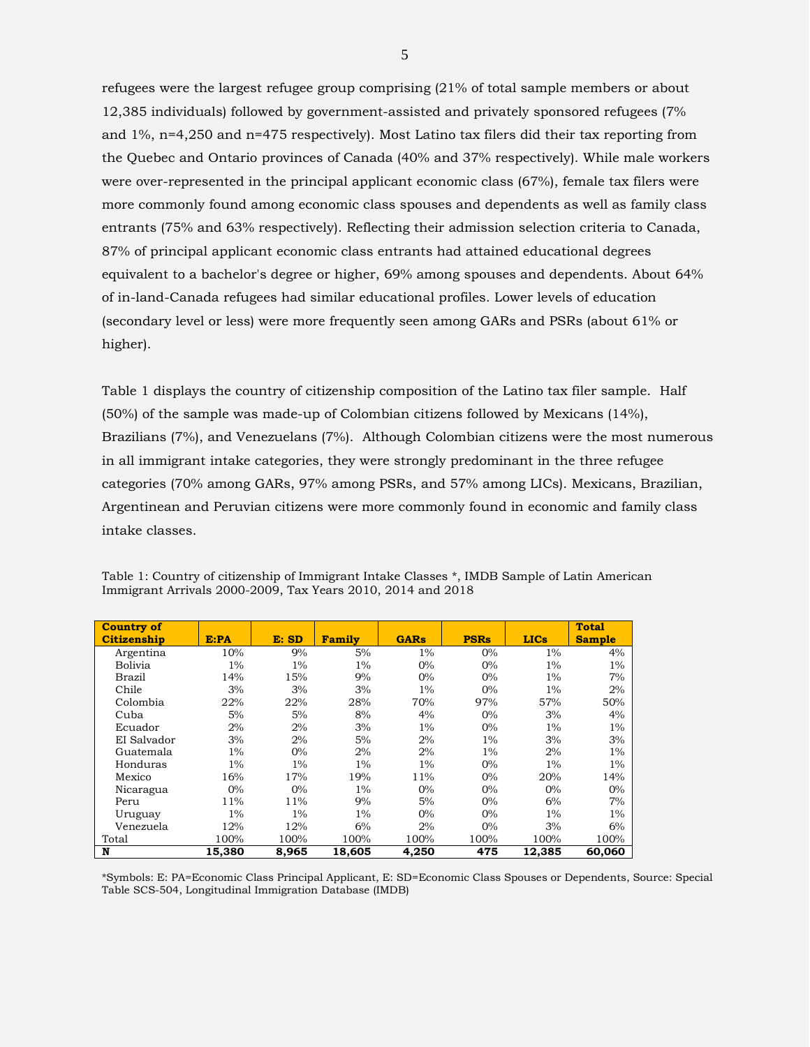refugees were the largest refugee group comprising (21% of total sample members or about 12,385 individuals) followed by government-assisted and privately sponsored refugees (7% and 1%, n=4,250 and n=475 respectively). Most Latino tax filers did their tax reporting from the Quebec and Ontario provinces of Canada (40% and 37% respectively). While male workers were over-represented in the principal applicant economic class (67%), female tax filers were more commonly found among economic class spouses and dependents as well as family class entrants (75% and 63% respectively). Reflecting their admission selection criteria to Canada, 87% of principal applicant economic class entrants had attained educational degrees equivalent to a bachelor's degree or higher, 69% among spouses and dependents. About 64% of in-land-Canada refugees had similar educational profiles. Lower levels of education (secondary level or less) were more frequently seen among GARs and PSRs (about 61% or higher).

Table 1 displays the country of citizenship composition of the Latino tax filer sample. Half (50%) of the sample was made-up of Colombian citizens followed by Mexicans (14%), Brazilians (7%), and Venezuelans (7%). Although Colombian citizens were the most numerous in all immigrant intake categories, they were strongly predominant in the three refugee categories (70% among GARs, 97% among PSRs, and 57% among LICs). Mexicans, Brazilian, Argentinean and Peruvian citizens were more commonly found in economic and family class intake classes.

Table 1: Country of citizenship of Immigrant Intake Classes *, IMDB Sample of Latin American Immigrant Arrivals 2000-2009, Tax Years 2010, 2014 and 2018

| **Country of Citizenship** | **E:PA** | **E: SD** | **Family** | **GARs** | **PSRs** | **LICs** | **Total Sample** |
|---|---|---|---|---|---|---|---|
| Argentina | 10% | 9% | 5% | 1% | 0% | 1% | 4% |
| Bolivia | 1% | 1% | 1% | 0% | 0% | 1% | 1% |
| Brazil | 14% | 15% | 9% | 0% | 0% | 1% | 7% |
| Chile | 3% | 3% | 3% | 1% | 0% | 1% | 2% |
| Colombia | 22% | 22% | 28% | 70% | 97% | 57% | 50% |
| Cuba | 5% | 5% | 8% | 4% | 0% | 3% | 4% |
| Ecuador | 2% | 2% | 3% | 1% | 0% | 1% | 1% |
| EI Salvador | 3% | 2% | 5% | 2% | 1% | 3% | 3% |
| Guatemala | 1% | 0% | 2% | 2% | 1% | 2% | 1% |
| Honduras | 1% | 1% | 1% | 1% | 0% | 1% | 1% |
| Mexico | 16% | 17% | 19% | 11% | 0% | 20% | 14% |
| Nicaragua | 0% | 0% | 1% | 0% | 0% | 0% | 0% |
| Peru | 11% | 11% | 9% | 5% | 0% | 6% | 7% |
| Uruguay | 1% | 1% | 1% | 0% | 0% | 1% | 1% |
| Venezuela | 12% | 12% | 6% | 2% | 0% | 3% | 6% |
| Total | 100% | 100% | 100% | 100% | 100% | 100% | 100% |
| **N** | **15,380** | **8,965** | **18,605** | **4,250** | **475** | **12,385** | **60,060** |

*Symbols: E: PA=Economic Class Principal Applicant, E: SD=Economic Class Spouses or Dependents, Source: Special Table SCS-504, Longitudinal Immigration Database (IMDB)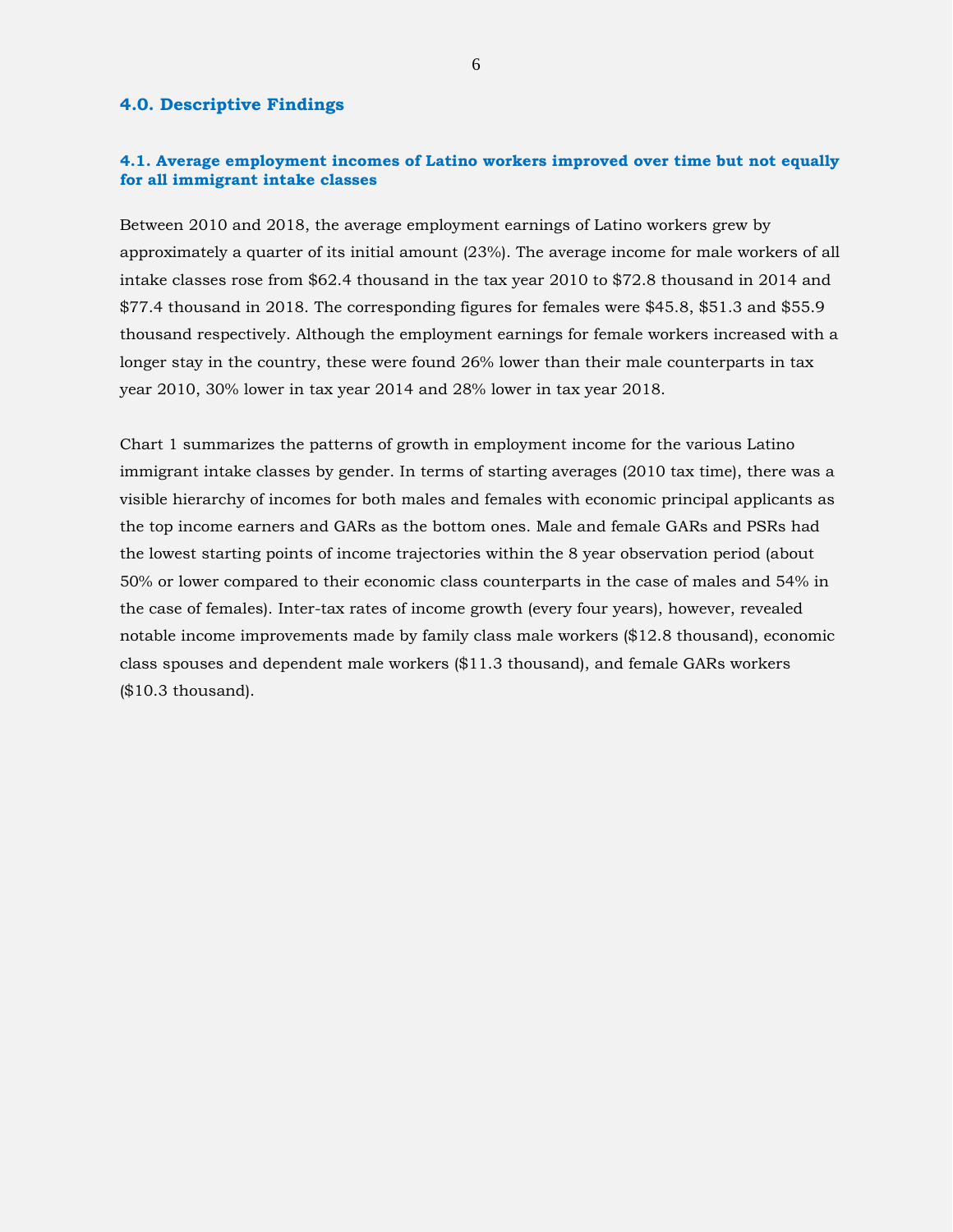## 4.0. Descriptive Findings

### 4.1. Average employment incomes of Latino workers improved over time but not equally for all immigrant intake classes

Between 2010 and 2018, the average employment earnings of Latino workers grew by approximately a quarter of its initial amount (23%). The average income for male workers of all intake classes rose from $62.4 thousand in the tax year 2010 to $72.8 thousand in 2014 and $77.4 thousand in 2018. The corresponding figures for females were $45.8, $51.3 and $55.9 thousand respectively. Although the employment earnings for female workers increased with a longer stay in the country, these were found 26% lower than their male counterparts in tax year 2010, 30% lower in tax year 2014 and 28% lower in tax year 2018.

Chart 1 summarizes the patterns of growth in employment income for the various Latino immigrant intake classes by gender. In terms of starting averages (2010 tax time), there was a visible hierarchy of incomes for both males and females with economic principal applicants as the top income earners and GARs as the bottom ones. Male and female GARs and PSRs had the lowest starting points of income trajectories within the 8 year observation period (about 50% or lower compared to their economic class counterparts in the case of males and 54% in the case of females). Inter-tax rates of income growth (every four years), however, revealed notable income improvements made by family class male workers ($12.8 thousand), economic class spouses and dependent male workers ($11.3 thousand), and female GARs workers ($10.3 thousand).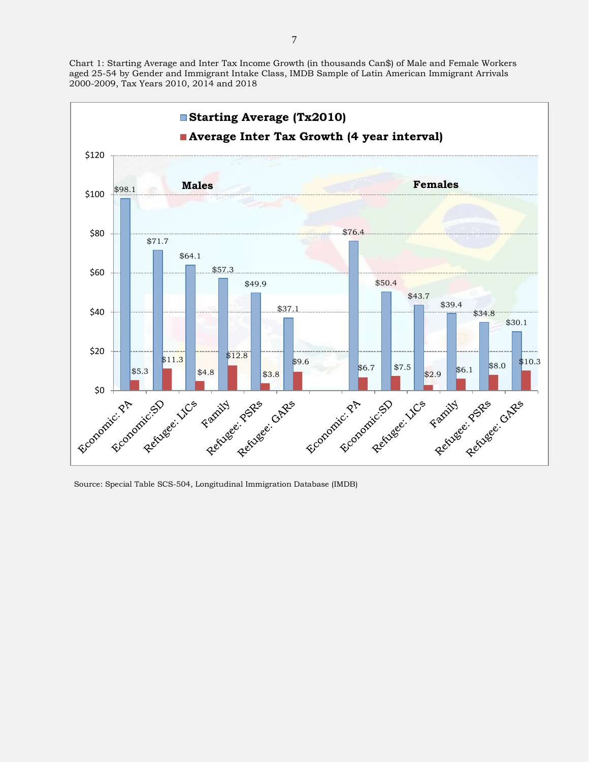Chart 1: Starting Average and Inter Tax Income Growth (in thousands Can$) of Male and Female Workers aged 25-54 by Gender and Immigrant Intake Class, IMDB Sample of Latin American Immigrant Arrivals 2000-2009, Tax Years 2010, 2014 and 2018

| | Males | | Females | |
|---|---|---|---|---|
| Immigrant Intake Class | Starting Average (Tx2010) | Average Inter Tax Growth (4 year interval) | Starting Average (Tx2010) | Average Inter Tax Growth (4 year interval) |
| Economic: PA | $98.1 | $5.3 | $76.4 | $6.7 |
| Economic:SD | $71.7 | $11.3 | $50.4 | $7.5 |
| Refugee: LICs | $64.1 | $4.8 | $43.7 | $2.9 |
| Family | $57.3 | $12.8 | $39.4 | $6.1 |
| Refugee: PSRs | $49.9 | $3.8 | $34.8 | $8.0 |
| Refugee: GARs | $37.1 | $9.6 | $30.1 | $10.3 |

Source: Special Table SCS-504, Longitudinal Immigration Database (IMDB)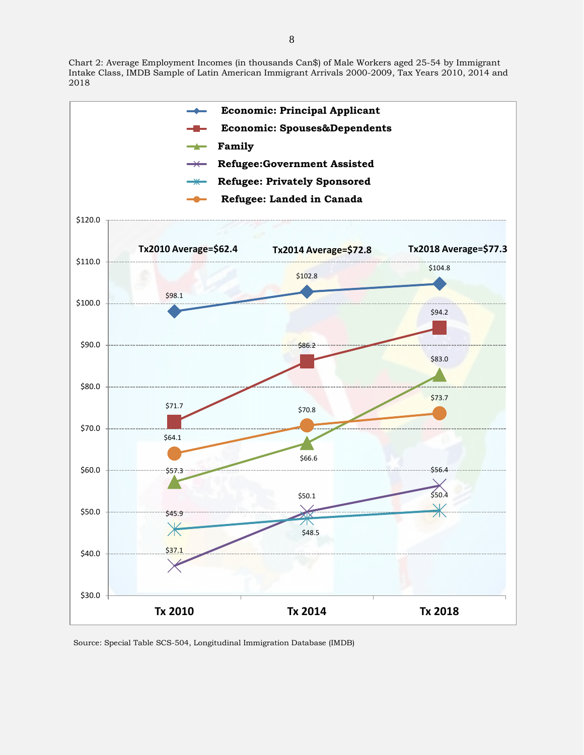Chart 2: Average Employment Incomes (in thousands Can$) of Male Workers aged 25-54 by Immigrant Intake Class, IMDB Sample of Latin American Immigrant Arrivals 2000-2009, Tax Years 2010, 2014 and 2018

| Intake Class | Tx 2010 | Tx 2014 | Tx 2018 |
| --- | --- | --- | --- |
| Economic: Principal Applicant | $98.1 | $102.8 | $104.8 |
| Economic: Spouses&Dependents | $71.7 | $86.2 | $94.2 |
| Family | $57.3 | $66.6 | $83.0 |
| Refugee:Government Assisted | $37.1 | $50.1 | $56.4 |
| Refugee: Privately Sponsored | $45.9 | $48.5 | $50.4 |
| Refugee: Landed in Canada | $64.1 | $70.8 | $73.7 |
| Average | Tx2010 Average=$62.4 | Tx2014 Average=$72.8 | Tx2018 Average=$77.3 |

Source: Special Table SCS-504, Longitudinal Immigration Database (IMDB)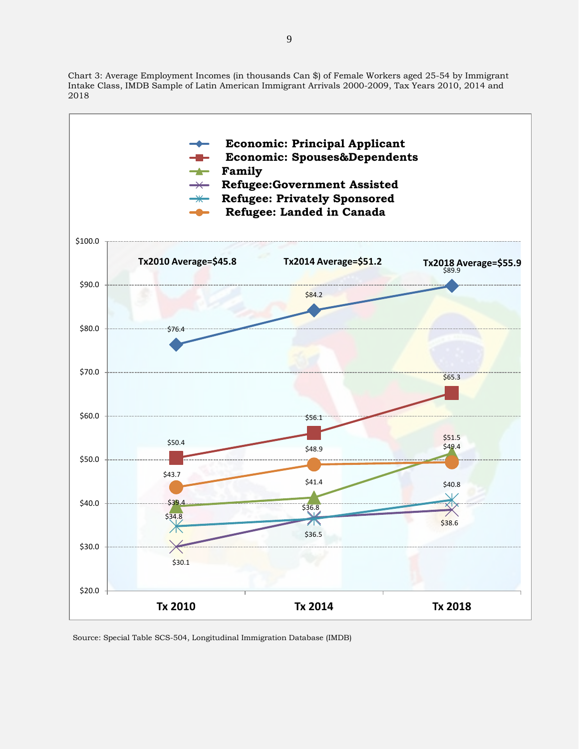Chart 3: Average Employment Incomes (in thousands Can $) of Female Workers aged 25-54 by Immigrant Intake Class, IMDB Sample of Latin American Immigrant Arrivals 2000-2009, Tax Years 2010, 2014 and 2018

| Immigrant Intake Class | Tx 2010 | Tx 2014 | Tx 2018 |
|---|---|---|---|
| Economic: Principal Applicant | $76.4 | $84.2 | $89.9 |
| Economic: Spouses&Dependents | $50.4 | $56.1 | $65.3 |
| Family | $39.4 | $41.4 | $51.5 |
| Refugee:Government Assisted | $30.1 | $36.5 | $38.6 |
| Refugee: Privately Sponsored | $34.8 | $36.8 | $40.8 |
| Refugee: Landed in Canada | $43.7 | $48.9 | $49.4 |
| Average | $45.8 | $51.2 | $55.9 |

Source: Special Table SCS-504, Longitudinal Immigration Database (IMDB)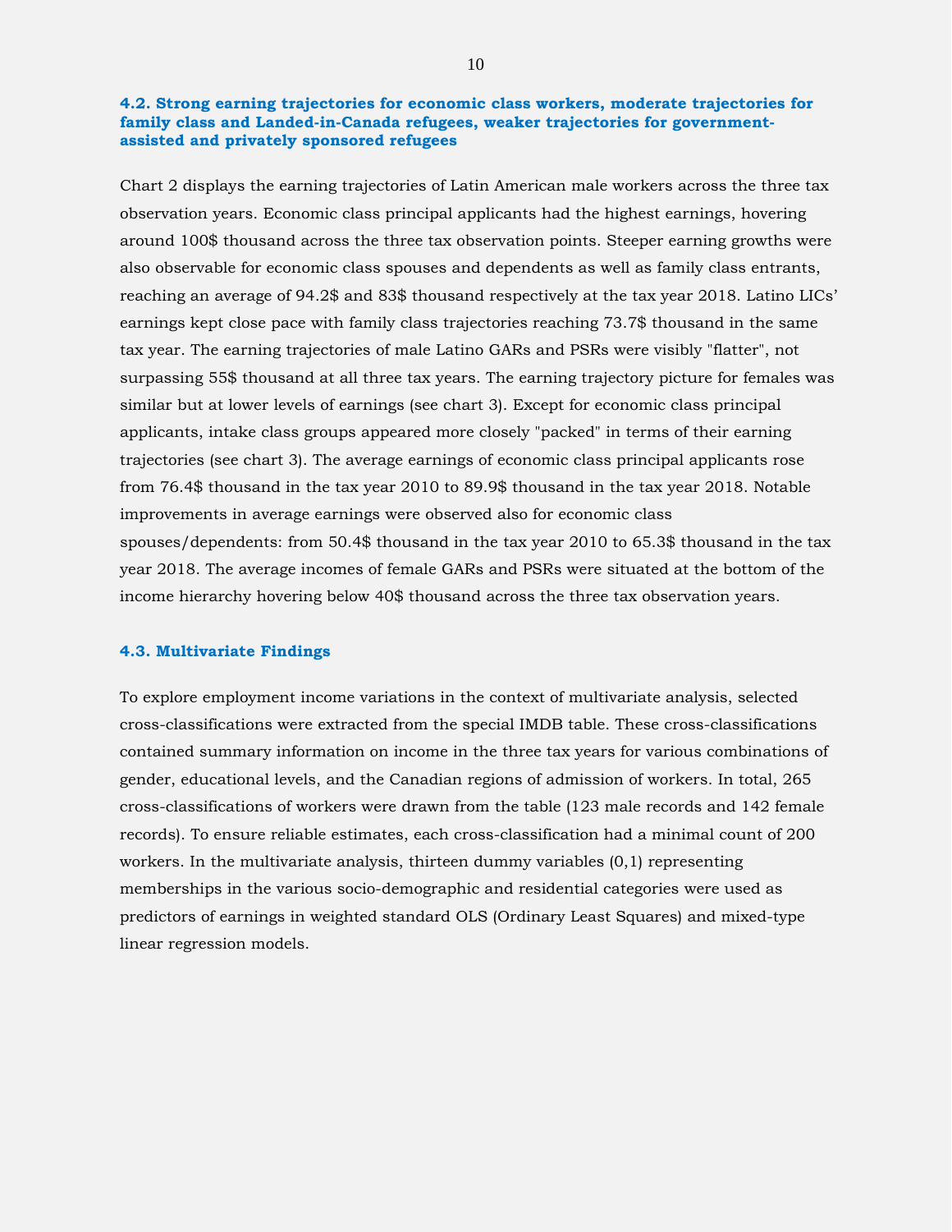### 4.2. Strong earning trajectories for economic class workers, moderate trajectories for family class and Landed-in-Canada refugees, weaker trajectories for government-assisted and privately sponsored refugees

Chart 2 displays the earning trajectories of Latin American male workers across the three tax observation years. Economic class principal applicants had the highest earnings, hovering around 100$ thousand across the three tax observation points. Steeper earning growths were also observable for economic class spouses and dependents as well as family class entrants, reaching an average of 94.2$ and 83$ thousand respectively at the tax year 2018. Latino LICs' earnings kept close pace with family class trajectories reaching 73.7$ thousand in the same tax year. The earning trajectories of male Latino GARs and PSRs were visibly "flatter", not surpassing 55$ thousand at all three tax years. The earning trajectory picture for females was similar but at lower levels of earnings (see chart 3). Except for economic class principal applicants, intake class groups appeared more closely "packed" in terms of their earning trajectories (see chart 3). The average earnings of economic class principal applicants rose from 76.4$ thousand in the tax year 2010 to 89.9$ thousand in the tax year 2018. Notable improvements in average earnings were observed also for economic class spouses/dependents: from 50.4$ thousand in the tax year 2010 to 65.3$ thousand in the tax year 2018. The average incomes of female GARs and PSRs were situated at the bottom of the income hierarchy hovering below 40$ thousand across the three tax observation years.

### 4.3. Multivariate Findings

To explore employment income variations in the context of multivariate analysis, selected cross-classifications were extracted from the special IMDB table. These cross-classifications contained summary information on income in the three tax years for various combinations of gender, educational levels, and the Canadian regions of admission of workers. In total, 265 cross-classifications of workers were drawn from the table (123 male records and 142 female records). To ensure reliable estimates, each cross-classification had a minimal count of 200 workers. In the multivariate analysis, thirteen dummy variables (0,1) representing memberships in the various socio-demographic and residential categories were used as predictors of earnings in weighted standard OLS (Ordinary Least Squares) and mixed-type linear regression models.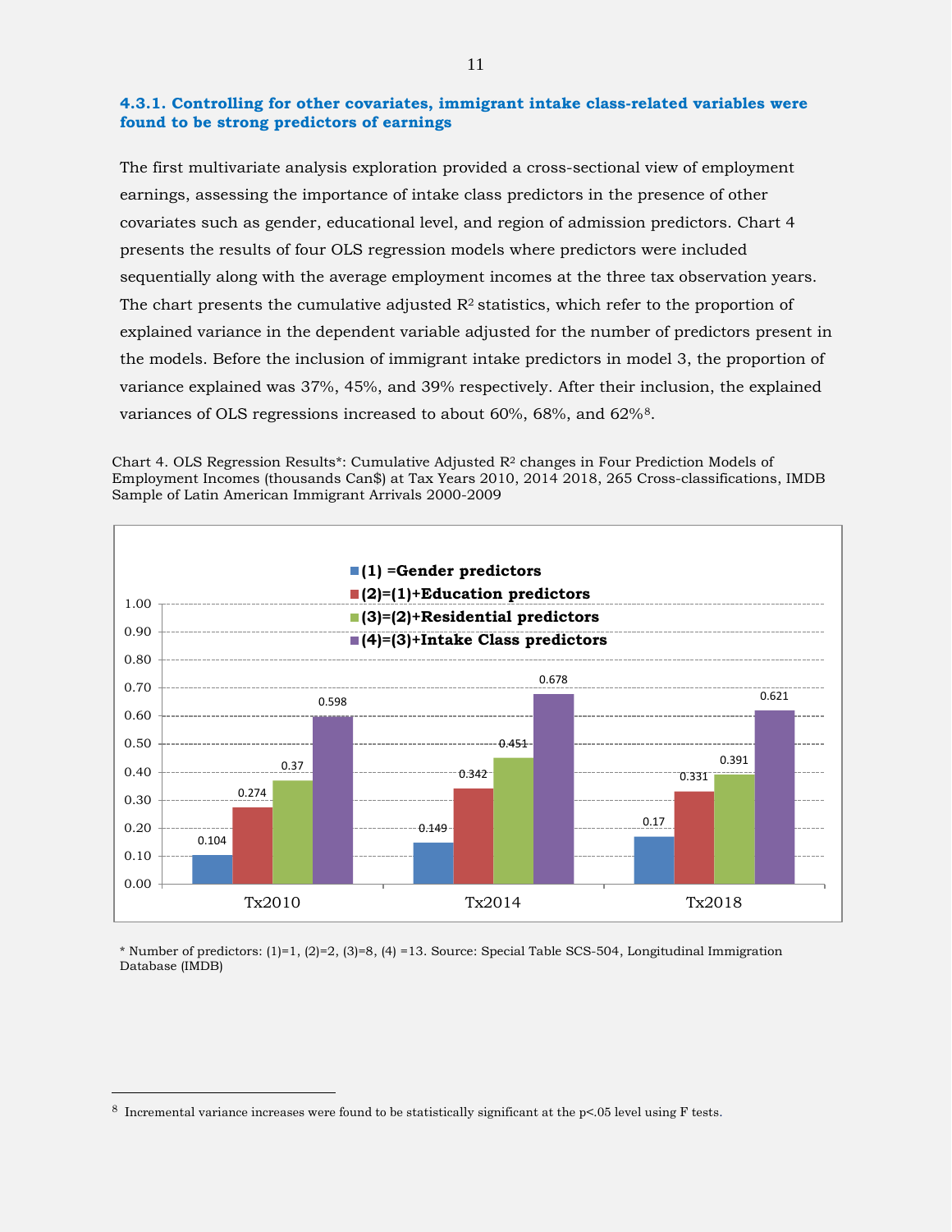### 4.3.1. Controlling for other covariates, immigrant intake class-related variables were found to be strong predictors of earnings

The first multivariate analysis exploration provided a cross-sectional view of employment earnings, assessing the importance of intake class predictors in the presence of other covariates such as gender, educational level, and region of admission predictors. Chart 4 presents the results of four OLS regression models where predictors were included sequentially along with the average employment incomes at the three tax observation years. The chart presents the cumulative adjusted $R^2$ statistics, which refer to the proportion of explained variance in the dependent variable adjusted for the number of predictors present in the models. Before the inclusion of immigrant intake predictors in model 3, the proportion of variance explained was 37%, 45%, and 39% respectively. After their inclusion, the explained variances of OLS regressions increased to about 60%, 68%, and 62%[8].

Chart 4. OLS Regression Results*: Cumulative Adjusted $R^2$ changes in Four Prediction Models of Employment Incomes (thousands Can$) at Tax Years 2010, 2014 2018, 265 Cross-classifications, IMDB Sample of Latin American Immigrant Arrivals 2000-2009

| | Tx2010 | Tx2014 | Tx2018 |
|---|---|---|---|
| (1) =Gender predictors | 0.104 | 0.149 | 0.17 |
| (2)=(1)+Education predictors | 0.274 | 0.342 | 0.331 |
| (3)=(2)+Residential predictors | 0.37 | 0.451 | 0.391 |
| (4)=(3)+Intake Class predictors | 0.598 | 0.678 | 0.621 |

\* Number of predictors: (1)=1, (2)=2, (3)=8, (4) =13. Source: Special Table SCS-504, Longitudinal Immigration Database (IMDB)

---

[8] Incremental variance increases were found to be statistically significant at the $p<.05$ level using F tests.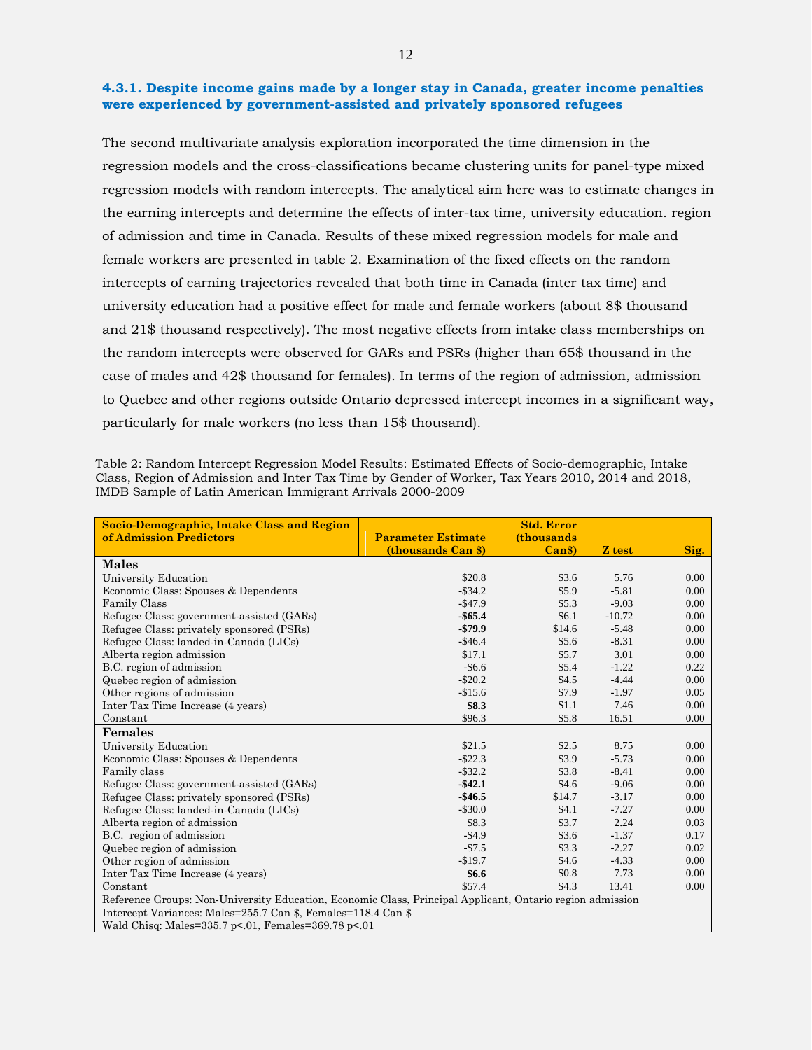### 4.3.1. Despite income gains made by a longer stay in Canada, greater income penalties were experienced by government-assisted and privately sponsored refugees

The second multivariate analysis exploration incorporated the time dimension in the regression models and the cross-classifications became clustering units for panel-type mixed regression models with random intercepts. The analytical aim here was to estimate changes in the earning intercepts and determine the effects of inter-tax time, university education. region of admission and time in Canada. Results of these mixed regression models for male and female workers are presented in table 2. Examination of the fixed effects on the random intercepts of earning trajectories revealed that both time in Canada (inter tax time) and university education had a positive effect for male and female workers (about 8$ thousand and 21$ thousand respectively). The most negative effects from intake class memberships on the random intercepts were observed for GARs and PSRs (higher than 65$ thousand in the case of males and 42$ thousand for females). In terms of the region of admission, admission to Quebec and other regions outside Ontario depressed intercept incomes in a significant way, particularly for male workers (no less than 15$ thousand).

Table 2: Random Intercept Regression Model Results: Estimated Effects of Socio-demographic, Intake Class, Region of Admission and Inter Tax Time by Gender of Worker, Tax Years 2010, 2014 and 2018, IMDB Sample of Latin American Immigrant Arrivals 2000-2009

| Socio-Demographic, Intake Class and Region of Admission Predictors | Parameter Estimate (thousands Can $) | Std. Error (thousands Can$) | Z test | Sig. |
|---|---|---|---|---|
| **Males** | | | | |
| University Education | $20.8 | $3.6 | 5.76 | 0.00 |
| Economic Class: Spouses & Dependents | -$34.2 | $5.9 | -5.81 | 0.00 |
| Family Class | -$47.9 | $5.3 | -9.03 | 0.00 |
| Refugee Class: government-assisted (GARs) | **-$65.4** | $6.1 | -10.72 | 0.00 |
| Refugee Class: privately sponsored (PSRs) | **-$79.9** | $14.6 | -5.48 | 0.00 |
| Refugee Class: landed-in-Canada (LICs) | -$46.4 | $5.6 | -8.31 | 0.00 |
| Alberta region admission | $17.1 | $5.7 | 3.01 | 0.00 |
| B.C. region of admission | -$6.6 | $5.4 | -1.22 | 0.22 |
| Quebec region of admission | -$20.2 | $4.5 | -4.44 | 0.00 |
| Other regions of admission | -$15.6 | $7.9 | -1.97 | 0.05 |
| Inter Tax Time Increase (4 years) | **$8.3** | $1.1 | 7.46 | 0.00 |
| Constant | $96.3 | $5.8 | 16.51 | 0.00 |
| **Females** | | | | |
| University Education | $21.5 | $2.5 | 8.75 | 0.00 |
| Economic Class: Spouses & Dependents | -$22.3 | $3.9 | -5.73 | 0.00 |
| Family class | -$32.2 | $3.8 | -8.41 | 0.00 |
| Refugee Class: government-assisted (GARs) | **-$42.1** | $4.6 | -9.06 | 0.00 |
| Refugee Class: privately sponsored (PSRs) | **-$46.5** | $14.7 | -3.17 | 0.00 |
| Refugee Class: landed-in-Canada (LICs) | -$30.0 | $4.1 | -7.27 | 0.00 |
| Alberta region of admission | $8.3 | $3.7 | 2.24 | 0.03 |
| B.C. region of admission | -$4.9 | $3.6 | -1.37 | 0.17 |
| Quebec region of admission | -$7.5 | $3.3 | -2.27 | 0.02 |
| Other region of admission | -$19.7 | $4.6 | -4.33 | 0.00 |
| Inter Tax Time Increase (4 years) | **$6.6** | $0.8 | 7.73 | 0.00 |
| Constant | $57.4 | $4.3 | 13.41 | 0.00 |

Reference Groups: Non-University Education, Economic Class, Principal Applicant, Ontario region admission
Intercept Variances: Males=255.7 Can $, Females=118.4 Can $
Wald Chisq: Males=335.7 p<.01, Females=369.78 p<.01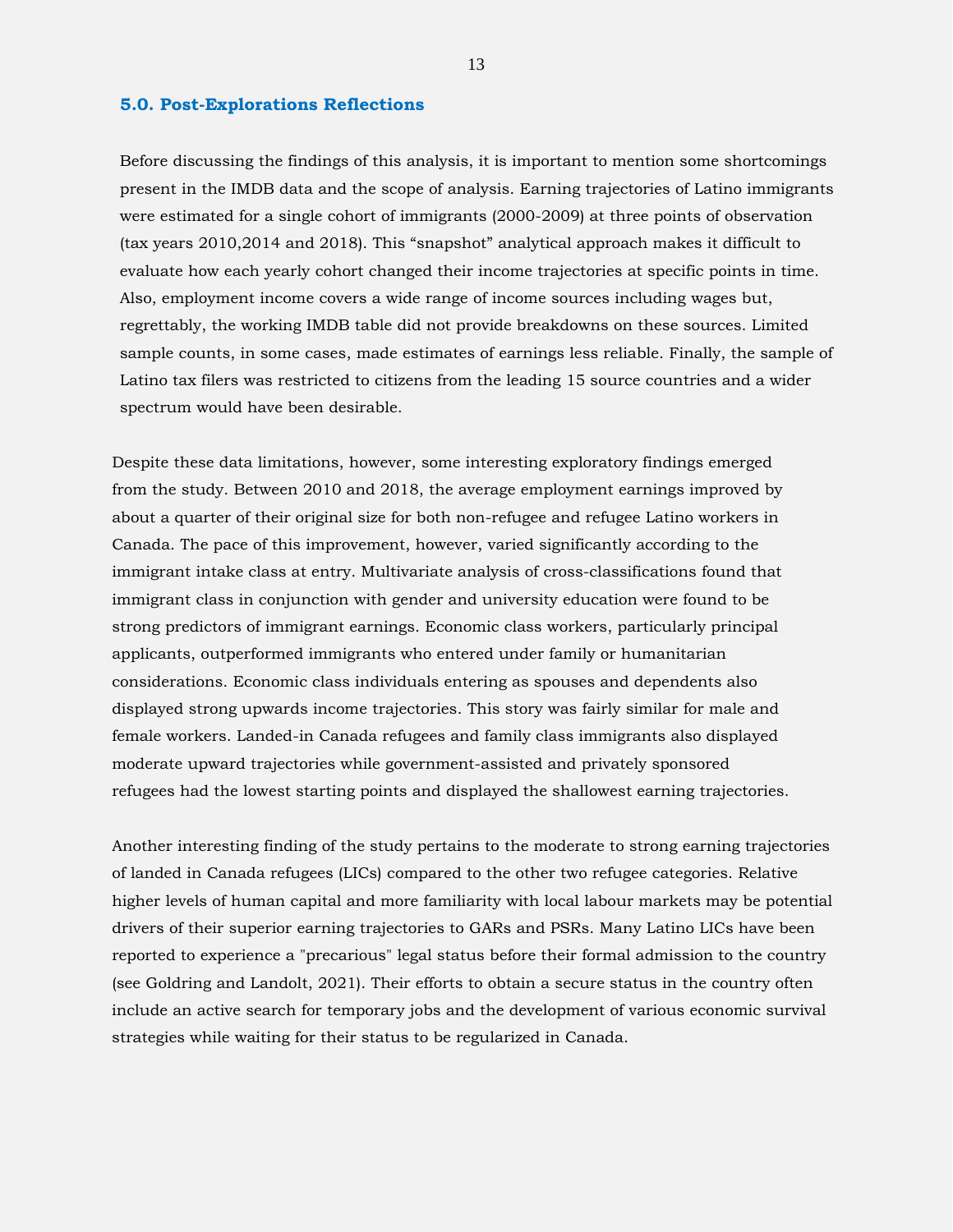## 5.0. Post-Explorations Reflections

Before discussing the findings of this analysis, it is important to mention some shortcomings present in the IMDB data and the scope of analysis. Earning trajectories of Latino immigrants were estimated for a single cohort of immigrants (2000-2009) at three points of observation (tax years 2010,2014 and 2018). This “snapshot” analytical approach makes it difficult to evaluate how each yearly cohort changed their income trajectories at specific points in time. Also, employment income covers a wide range of income sources including wages but, regrettably, the working IMDB table did not provide breakdowns on these sources. Limited sample counts, in some cases, made estimates of earnings less reliable. Finally, the sample of Latino tax filers was restricted to citizens from the leading 15 source countries and a wider spectrum would have been desirable.

Despite these data limitations, however, some interesting exploratory findings emerged from the study. Between 2010 and 2018, the average employment earnings improved by about a quarter of their original size for both non-refugee and refugee Latino workers in Canada. The pace of this improvement, however, varied significantly according to the immigrant intake class at entry. Multivariate analysis of cross-classifications found that immigrant class in conjunction with gender and university education were found to be strong predictors of immigrant earnings. Economic class workers, particularly principal applicants, outperformed immigrants who entered under family or humanitarian considerations. Economic class individuals entering as spouses and dependents also displayed strong upwards income trajectories. This story was fairly similar for male and female workers. Landed-in Canada refugees and family class immigrants also displayed moderate upward trajectories while government-assisted and privately sponsored refugees had the lowest starting points and displayed the shallowest earning trajectories.

Another interesting finding of the study pertains to the moderate to strong earning trajectories of landed in Canada refugees (LICs) compared to the other two refugee categories. Relative higher levels of human capital and more familiarity with local labour markets may be potential drivers of their superior earning trajectories to GARs and PSRs. Many Latino LICs have been reported to experience a "precarious" legal status before their formal admission to the country (see Goldring and Landolt, 2021). Their efforts to obtain a secure status in the country often include an active search for temporary jobs and the development of various economic survival strategies while waiting for their status to be regularized in Canada.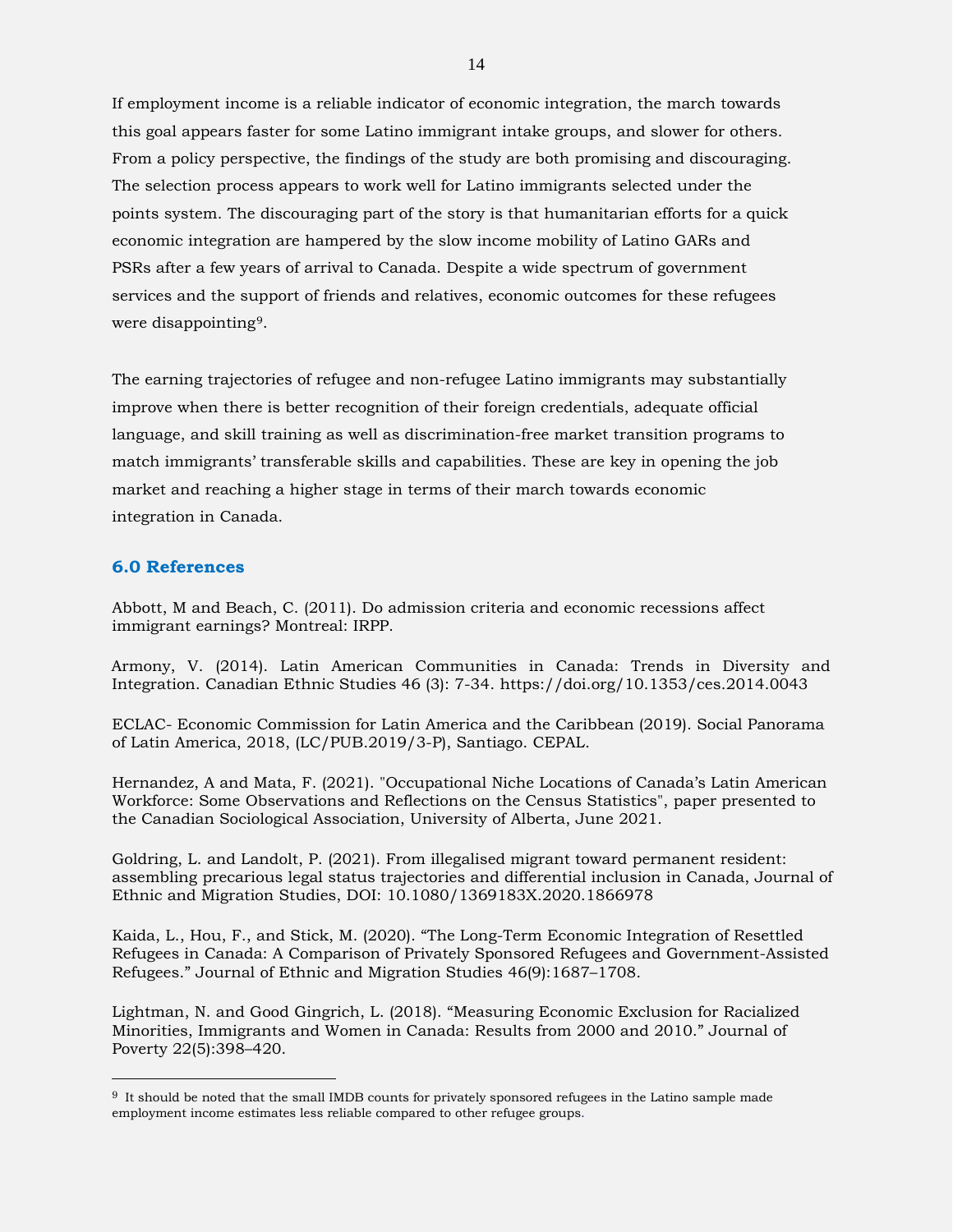If employment income is a reliable indicator of economic integration, the march towards this goal appears faster for some Latino immigrant intake groups, and slower for others. From a policy perspective, the findings of the study are both promising and discouraging. The selection process appears to work well for Latino immigrants selected under the points system. The discouraging part of the story is that humanitarian efforts for a quick economic integration are hampered by the slow income mobility of Latino GARs and PSRs after a few years of arrival to Canada. Despite a wide spectrum of government services and the support of friends and relatives, economic outcomes for these refugees were disappointing[9].

The earning trajectories of refugee and non-refugee Latino immigrants may substantially improve when there is better recognition of their foreign credentials, adequate official language, and skill training as well as discrimination-free market transition programs to match immigrants' transferable skills and capabilities. These are key in opening the job market and reaching a higher stage in terms of their march towards economic integration in Canada.

## 6.0 References

Abbott, M and Beach, C. (2011). Do admission criteria and economic recessions affect immigrant earnings? Montreal: IRPP.

Armony, V. (2014). Latin American Communities in Canada: Trends in Diversity and Integration. Canadian Ethnic Studies 46 (3): 7-34. https://doi.org/10.1353/ces.2014.0043

ECLAC- Economic Commission for Latin America and the Caribbean (2019). Social Panorama of Latin America, 2018, (LC/PUB.2019/3-P), Santiago. CEPAL.

Hernandez, A and Mata, F. (2021). "Occupational Niche Locations of Canada's Latin American Workforce: Some Observations and Reflections on the Census Statistics", paper presented to the Canadian Sociological Association, University of Alberta, June 2021.

Goldring, L. and Landolt, P. (2021). From illegalised migrant toward permanent resident: assembling precarious legal status trajectories and differential inclusion in Canada, Journal of Ethnic and Migration Studies, DOI: 10.1080/1369183X.2020.1866978

Kaida, L., Hou, F., and Stick, M. (2020). "The Long-Term Economic Integration of Resettled Refugees in Canada: A Comparison of Privately Sponsored Refugees and Government-Assisted Refugees." Journal of Ethnic and Migration Studies 46(9):1687–1708.

Lightman, N. and Good Gingrich, L. (2018). "Measuring Economic Exclusion for Racialized Minorities, Immigrants and Women in Canada: Results from 2000 and 2010." Journal of Poverty 22(5):398–420.

---

[9] It should be noted that the small IMDB counts for privately sponsored refugees in the Latino sample made employment income estimates less reliable compared to other refugee groups.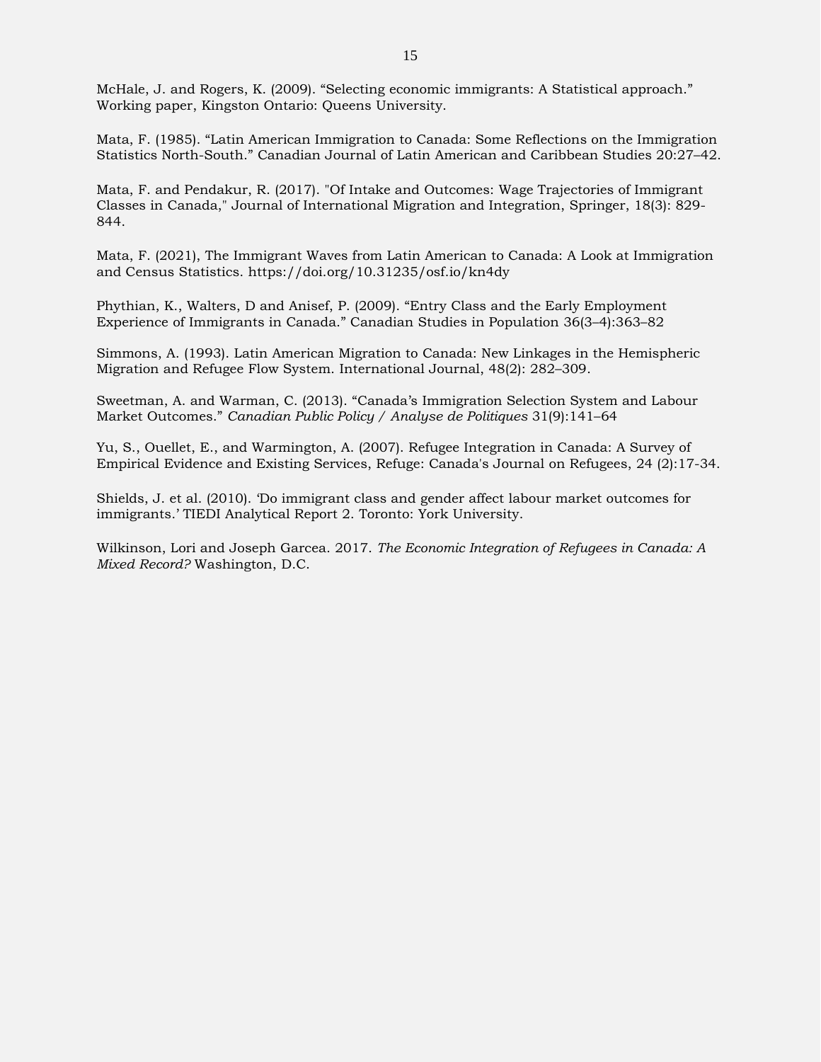McHale, J. and Rogers, K. (2009). “Selecting economic immigrants: A Statistical approach.” Working paper, Kingston Ontario: Queens University.

Mata, F. (1985). “Latin American Immigration to Canada: Some Reflections on the Immigration Statistics North-South.” Canadian Journal of Latin American and Caribbean Studies 20:27–42.

Mata, F. and Pendakur, R. (2017). "Of Intake and Outcomes: Wage Trajectories of Immigrant Classes in Canada," Journal of International Migration and Integration, Springer, 18(3): 829-844.

Mata, F. (2021), The Immigrant Waves from Latin American to Canada: A Look at Immigration and Census Statistics. https://doi.org/10.31235/osf.io/kn4dy

Phythian, K., Walters, D and Anisef, P. (2009). “Entry Class and the Early Employment Experience of Immigrants in Canada.” Canadian Studies in Population 36(3–4):363–82

Simmons, A. (1993). Latin American Migration to Canada: New Linkages in the Hemispheric Migration and Refugee Flow System. International Journal, 48(2): 282–309.

Sweetman, A. and Warman, C. (2013). “Canada’s Immigration Selection System and Labour Market Outcomes.” *Canadian Public Policy / Analyse de Politiques* 31(9):141–64

Yu, S., Ouellet, E., and Warmington, A. (2007). Refugee Integration in Canada: A Survey of Empirical Evidence and Existing Services, Refuge: Canada's Journal on Refugees, 24 (2):17-34.

Shields, J. et al. (2010). ‘Do immigrant class and gender affect labour market outcomes for immigrants.’ TIEDI Analytical Report 2. Toronto: York University.

Wilkinson, Lori and Joseph Garcea. 2017. *The Economic Integration of Refugees in Canada: A Mixed Record?* Washington, D.C.